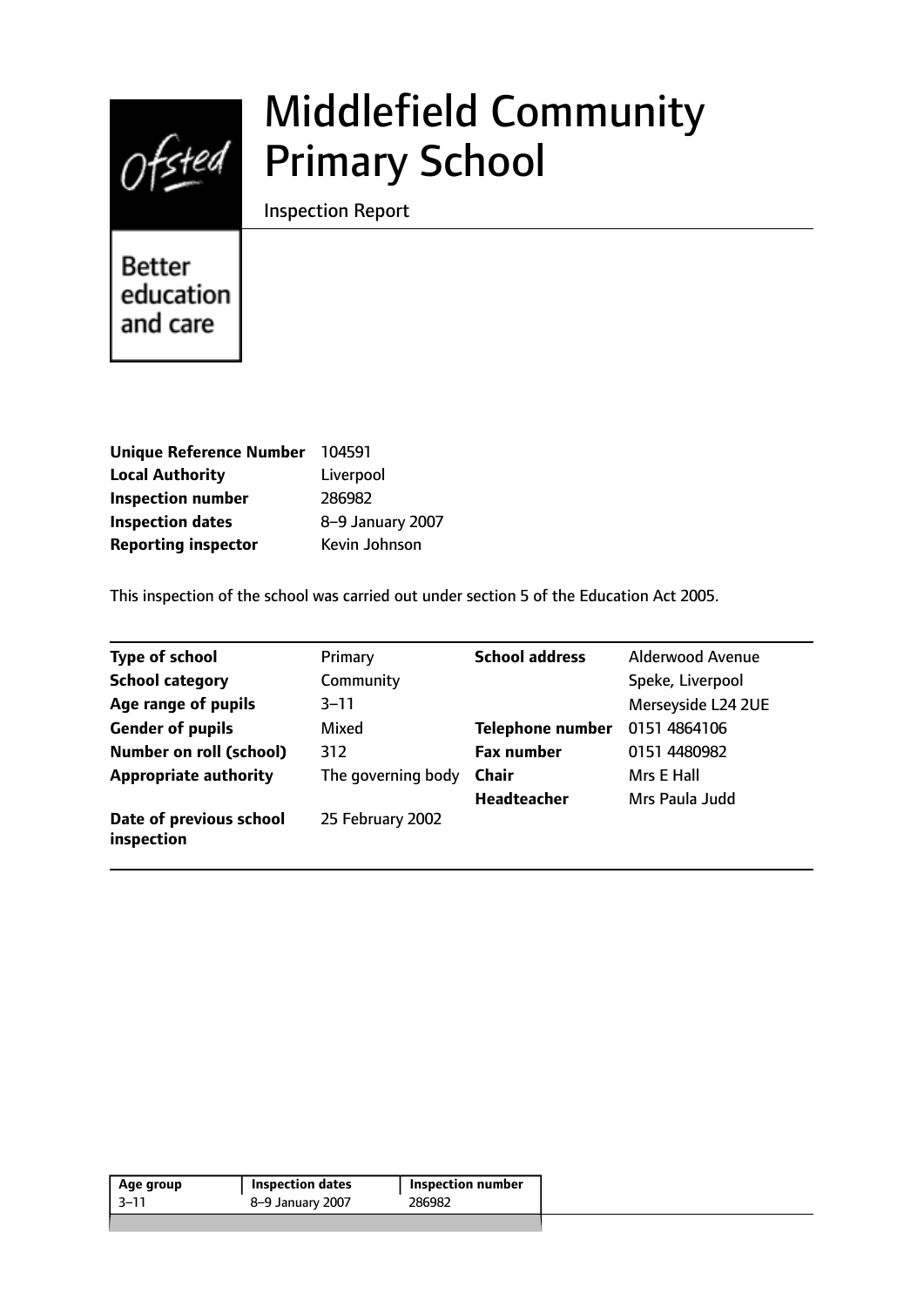# Middlefield Community Primary School

Inspection Report

Better education and care

| | |
|---|---|
| **Unique Reference Number** | 104591 |
| **Local Authority** | Liverpool |
| **Inspection number** | 286982 |
| **Inspection dates** | 8–9 January 2007 |
| **Reporting inspector** | Kevin Johnson |

This inspection of the school was carried out under section 5 of the Education Act 2005.

| | | | |
|---|---|---|---|
| **Type of school** | Primary | **School address** | Alderwood Avenue |
| **School category** | Community | | Speke, Liverpool |
| **Age range of pupils** | 3–11 | | Merseyside L24 2UE |
| **Gender of pupils** | Mixed | **Telephone number** | 0151 4864106 |
| **Number on roll (school)** | 312 | **Fax number** | 0151 4480982 |
| **Appropriate authority** | The governing body | **Chair** | Mrs E Hall |
| | | **Headteacher** | Mrs Paula Judd |
| **Date of previous school inspection** | 25 February 2002 | | |

| Age group | Inspection dates | Inspection number |
|---|---|---|
| 3–11 | 8–9 January 2007 | 286982 |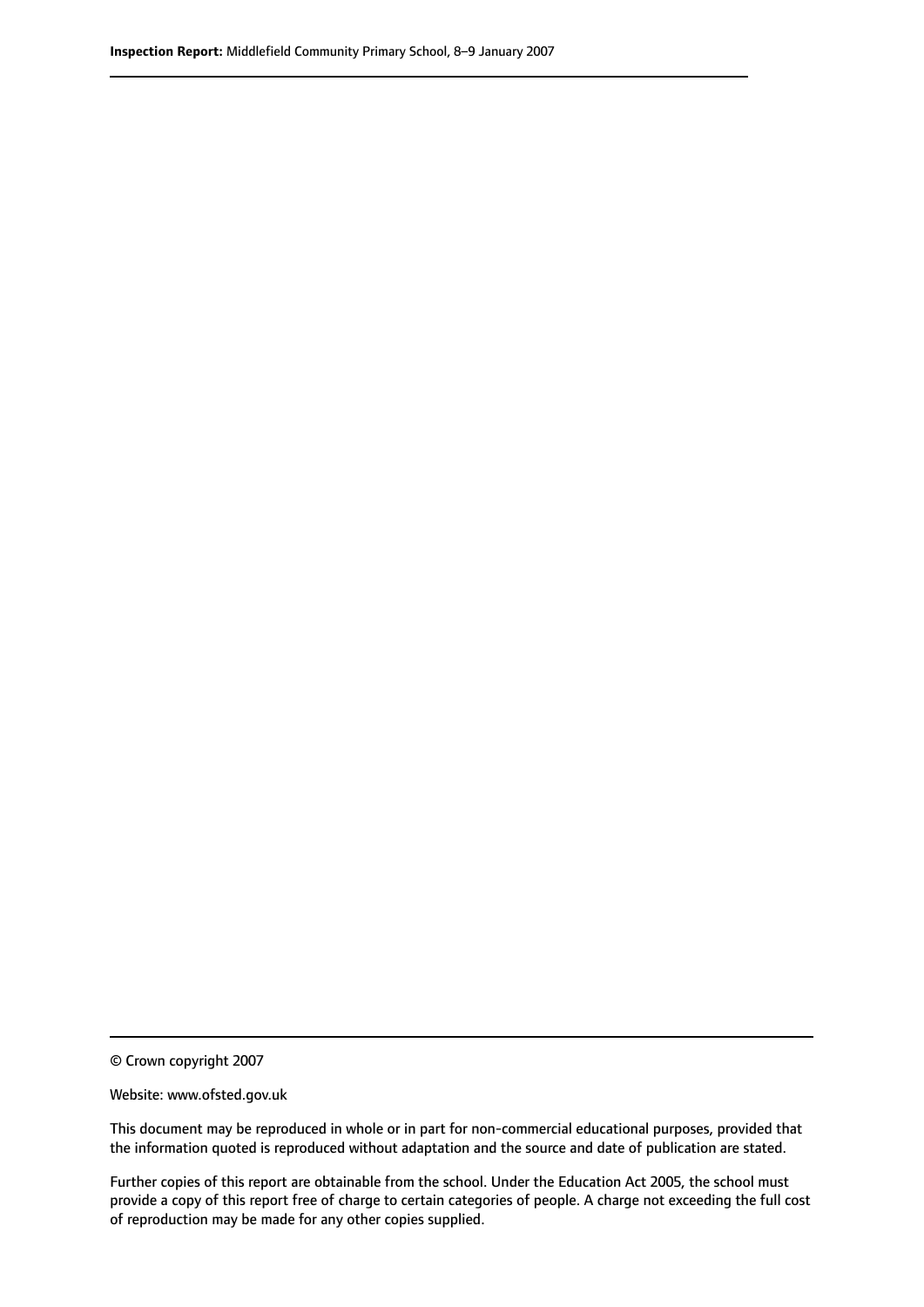© Crown copyright 2007

Website: www.ofsted.gov.uk

This document may be reproduced in whole or in part for non-commercial educational purposes, provided that the information quoted is reproduced without adaptation and the source and date of publication are stated.

Further copies of this report are obtainable from the school. Under the Education Act 2005, the school must provide a copy of this report free of charge to certain categories of people. A charge not exceeding the full cost of reproduction may be made for any other copies supplied.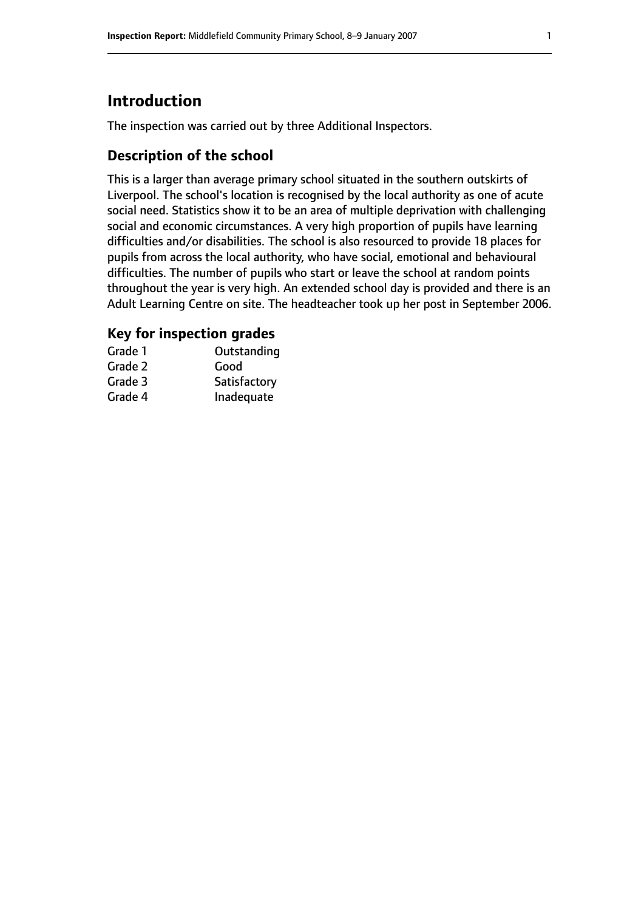# Introduction

The inspection was carried out by three Additional Inspectors.

## Description of the school

This is a larger than average primary school situated in the southern outskirts of Liverpool. The school's location is recognised by the local authority as one of acute social need. Statistics show it to be an area of multiple deprivation with challenging social and economic circumstances. A very high proportion of pupils have learning difficulties and/or disabilities. The school is also resourced to provide 18 places for pupils from across the local authority, who have social, emotional and behavioural difficulties. The number of pupils who start or leave the school at random points throughout the year is very high. An extended school day is provided and there is an Adult Learning Centre on site. The headteacher took up her post in September 2006.

## Key for inspection grades

| | |
|---|---|
| Grade 1 | Outstanding |
| Grade 2 | Good |
| Grade 3 | Satisfactory |
| Grade 4 | Inadequate |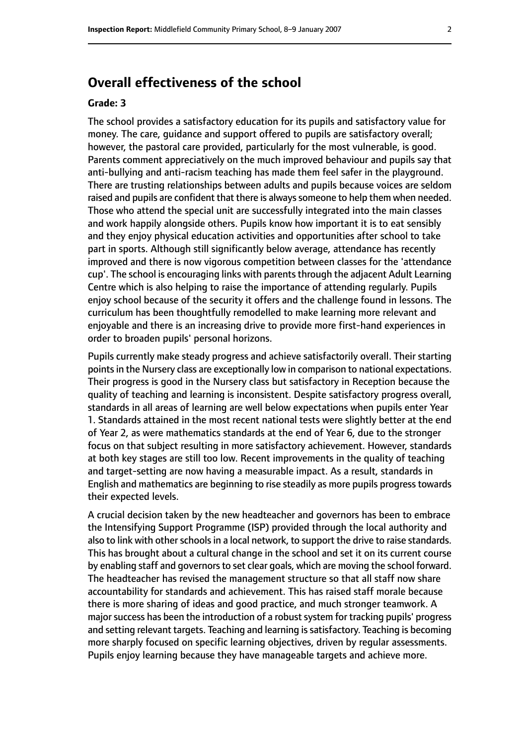## Overall effectiveness of the school

**Grade: 3**

The school provides a satisfactory education for its pupils and satisfactory value for money. The care, guidance and support offered to pupils are satisfactory overall; however, the pastoral care provided, particularly for the most vulnerable, is good. Parents comment appreciatively on the much improved behaviour and pupils say that anti-bullying and anti-racism teaching has made them feel safer in the playground. There are trusting relationships between adults and pupils because voices are seldom raised and pupils are confident that there is always someone to help them when needed. Those who attend the special unit are successfully integrated into the main classes and work happily alongside others. Pupils know how important it is to eat sensibly and they enjoy physical education activities and opportunities after school to take part in sports. Although still significantly below average, attendance has recently improved and there is now vigorous competition between classes for the 'attendance cup'. The school is encouraging links with parents through the adjacent Adult Learning Centre which is also helping to raise the importance of attending regularly. Pupils enjoy school because of the security it offers and the challenge found in lessons. The curriculum has been thoughtfully remodelled to make learning more relevant and enjoyable and there is an increasing drive to provide more first-hand experiences in order to broaden pupils' personal horizons.

Pupils currently make steady progress and achieve satisfactorily overall. Their starting points in the Nursery class are exceptionally low in comparison to national expectations. Their progress is good in the Nursery class but satisfactory in Reception because the quality of teaching and learning is inconsistent. Despite satisfactory progress overall, standards in all areas of learning are well below expectations when pupils enter Year 1. Standards attained in the most recent national tests were slightly better at the end of Year 2, as were mathematics standards at the end of Year 6, due to the stronger focus on that subject resulting in more satisfactory achievement. However, standards at both key stages are still too low. Recent improvements in the quality of teaching and target-setting are now having a measurable impact. As a result, standards in English and mathematics are beginning to rise steadily as more pupils progress towards their expected levels.

A crucial decision taken by the new headteacher and governors has been to embrace the Intensifying Support Programme (ISP) provided through the local authority and also to link with other schools in a local network, to support the drive to raise standards. This has brought about a cultural change in the school and set it on its current course by enabling staff and governors to set clear goals, which are moving the school forward. The headteacher has revised the management structure so that all staff now share accountability for standards and achievement. This has raised staff morale because there is more sharing of ideas and good practice, and much stronger teamwork. A major success has been the introduction of a robust system for tracking pupils' progress and setting relevant targets. Teaching and learning is satisfactory. Teaching is becoming more sharply focused on specific learning objectives, driven by regular assessments. Pupils enjoy learning because they have manageable targets and achieve more.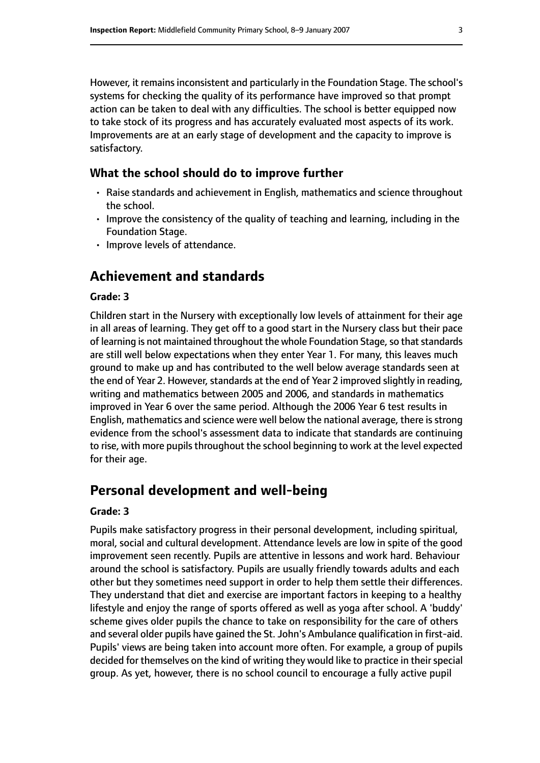However, it remains inconsistent and particularly in the Foundation Stage. The school's systems for checking the quality of its performance have improved so that prompt action can be taken to deal with any difficulties. The school is better equipped now to take stock of its progress and has accurately evaluated most aspects of its work. Improvements are at an early stage of development and the capacity to improve is satisfactory.

### What the school should do to improve further

- Raise standards and achievement in English, mathematics and science throughout the school.
- Improve the consistency of the quality of teaching and learning, including in the Foundation Stage.
- Improve levels of attendance.

## Achievement and standards

#### Grade: 3

Children start in the Nursery with exceptionally low levels of attainment for their age in all areas of learning. They get off to a good start in the Nursery class but their pace of learning is not maintained throughout the whole Foundation Stage, so that standards are still well below expectations when they enter Year 1. For many, this leaves much ground to make up and has contributed to the well below average standards seen at the end of Year 2. However, standards at the end of Year 2 improved slightly in reading, writing and mathematics between 2005 and 2006, and standards in mathematics improved in Year 6 over the same period. Although the 2006 Year 6 test results in English, mathematics and science were well below the national average, there is strong evidence from the school's assessment data to indicate that standards are continuing to rise, with more pupils throughout the school beginning to work at the level expected for their age.

## Personal development and well-being

#### Grade: 3

Pupils make satisfactory progress in their personal development, including spiritual, moral, social and cultural development. Attendance levels are low in spite of the good improvement seen recently. Pupils are attentive in lessons and work hard. Behaviour around the school is satisfactory. Pupils are usually friendly towards adults and each other but they sometimes need support in order to help them settle their differences. They understand that diet and exercise are important factors in keeping to a healthy lifestyle and enjoy the range of sports offered as well as yoga after school. A 'buddy' scheme gives older pupils the chance to take on responsibility for the care of others and several older pupils have gained the St. John's Ambulance qualification in first-aid. Pupils' views are being taken into account more often. For example, a group of pupils decided for themselves on the kind of writing they would like to practice in their special group. As yet, however, there is no school council to encourage a fully active pupil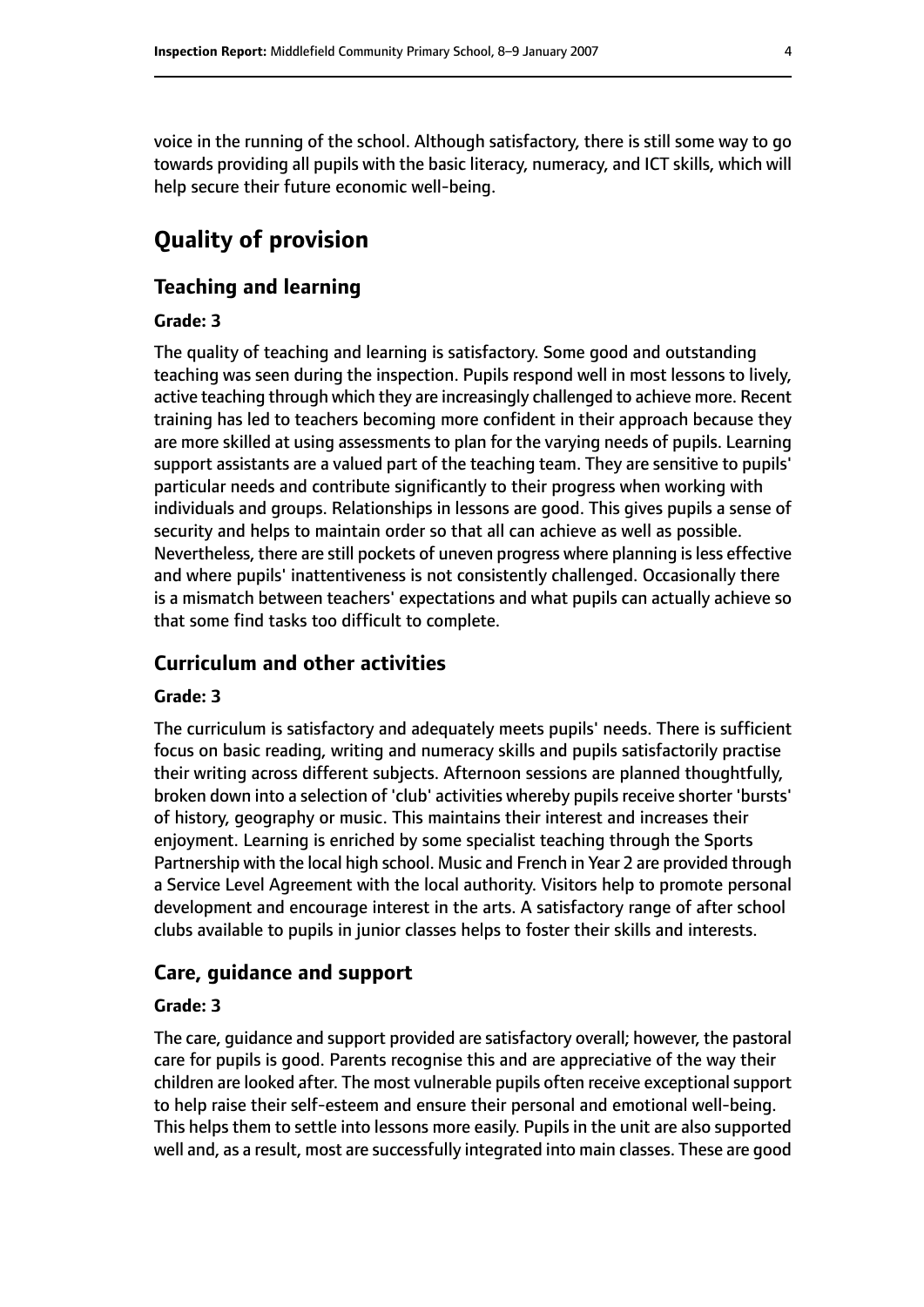voice in the running of the school. Although satisfactory, there is still some way to go towards providing all pupils with the basic literacy, numeracy, and ICT skills, which will help secure their future economic well-being.

# Quality of provision

## Teaching and learning

### Grade: 3

The quality of teaching and learning is satisfactory. Some good and outstanding teaching was seen during the inspection. Pupils respond well in most lessons to lively, active teaching through which they are increasingly challenged to achieve more. Recent training has led to teachers becoming more confident in their approach because they are more skilled at using assessments to plan for the varying needs of pupils. Learning support assistants are a valued part of the teaching team. They are sensitive to pupils' particular needs and contribute significantly to their progress when working with individuals and groups. Relationships in lessons are good. This gives pupils a sense of security and helps to maintain order so that all can achieve as well as possible. Nevertheless, there are still pockets of uneven progress where planning is less effective and where pupils' inattentiveness is not consistently challenged. Occasionally there is a mismatch between teachers' expectations and what pupils can actually achieve so that some find tasks too difficult to complete.

## Curriculum and other activities

### Grade: 3

The curriculum is satisfactory and adequately meets pupils' needs. There is sufficient focus on basic reading, writing and numeracy skills and pupils satisfactorily practise their writing across different subjects. Afternoon sessions are planned thoughtfully, broken down into a selection of 'club' activities whereby pupils receive shorter 'bursts' of history, geography or music. This maintains their interest and increases their enjoyment. Learning is enriched by some specialist teaching through the Sports Partnership with the local high school. Music and French in Year 2 are provided through a Service Level Agreement with the local authority. Visitors help to promote personal development and encourage interest in the arts. A satisfactory range of after school clubs available to pupils in junior classes helps to foster their skills and interests.

## Care, guidance and support

### Grade: 3

The care, guidance and support provided are satisfactory overall; however, the pastoral care for pupils is good. Parents recognise this and are appreciative of the way their children are looked after. The most vulnerable pupils often receive exceptional support to help raise their self-esteem and ensure their personal and emotional well-being. This helps them to settle into lessons more easily. Pupils in the unit are also supported well and, as a result, most are successfully integrated into main classes. These are good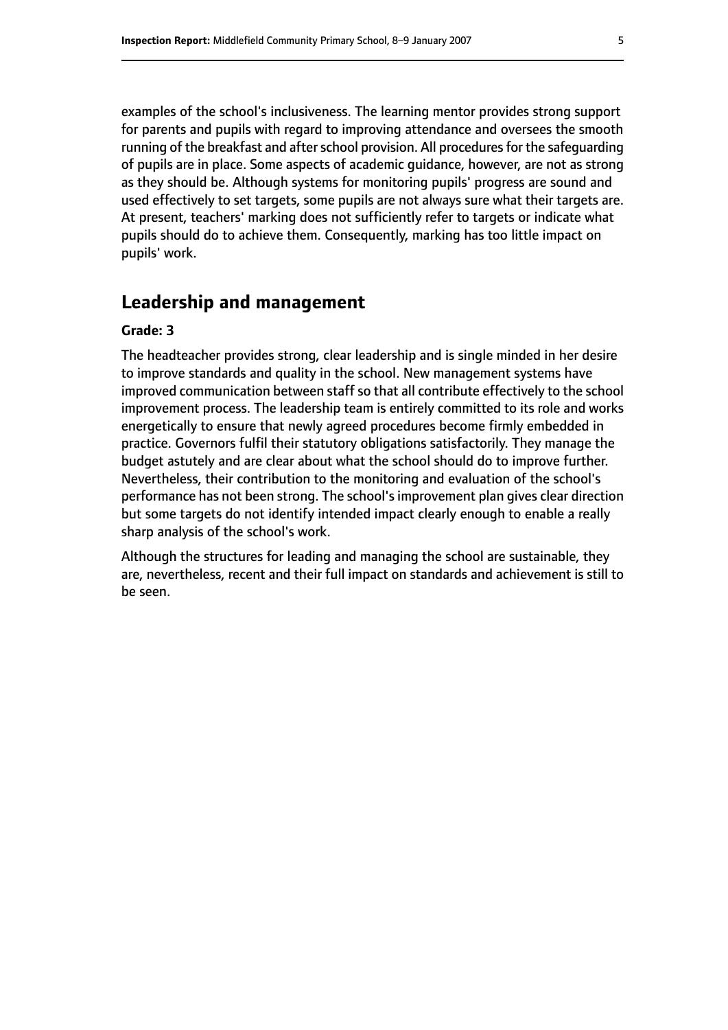examples of the school's inclusiveness. The learning mentor provides strong support for parents and pupils with regard to improving attendance and oversees the smooth running of the breakfast and after school provision. All procedures for the safeguarding of pupils are in place. Some aspects of academic guidance, however, are not as strong as they should be. Although systems for monitoring pupils' progress are sound and used effectively to set targets, some pupils are not always sure what their targets are. At present, teachers' marking does not sufficiently refer to targets or indicate what pupils should do to achieve them. Consequently, marking has too little impact on pupils' work.

## Leadership and management

**Grade: 3**

The headteacher provides strong, clear leadership and is single minded in her desire to improve standards and quality in the school. New management systems have improved communication between staff so that all contribute effectively to the school improvement process. The leadership team is entirely committed to its role and works energetically to ensure that newly agreed procedures become firmly embedded in practice. Governors fulfil their statutory obligations satisfactorily. They manage the budget astutely and are clear about what the school should do to improve further. Nevertheless, their contribution to the monitoring and evaluation of the school's performance has not been strong. The school's improvement plan gives clear direction but some targets do not identify intended impact clearly enough to enable a really sharp analysis of the school's work.

Although the structures for leading and managing the school are sustainable, they are, nevertheless, recent and their full impact on standards and achievement is still to be seen.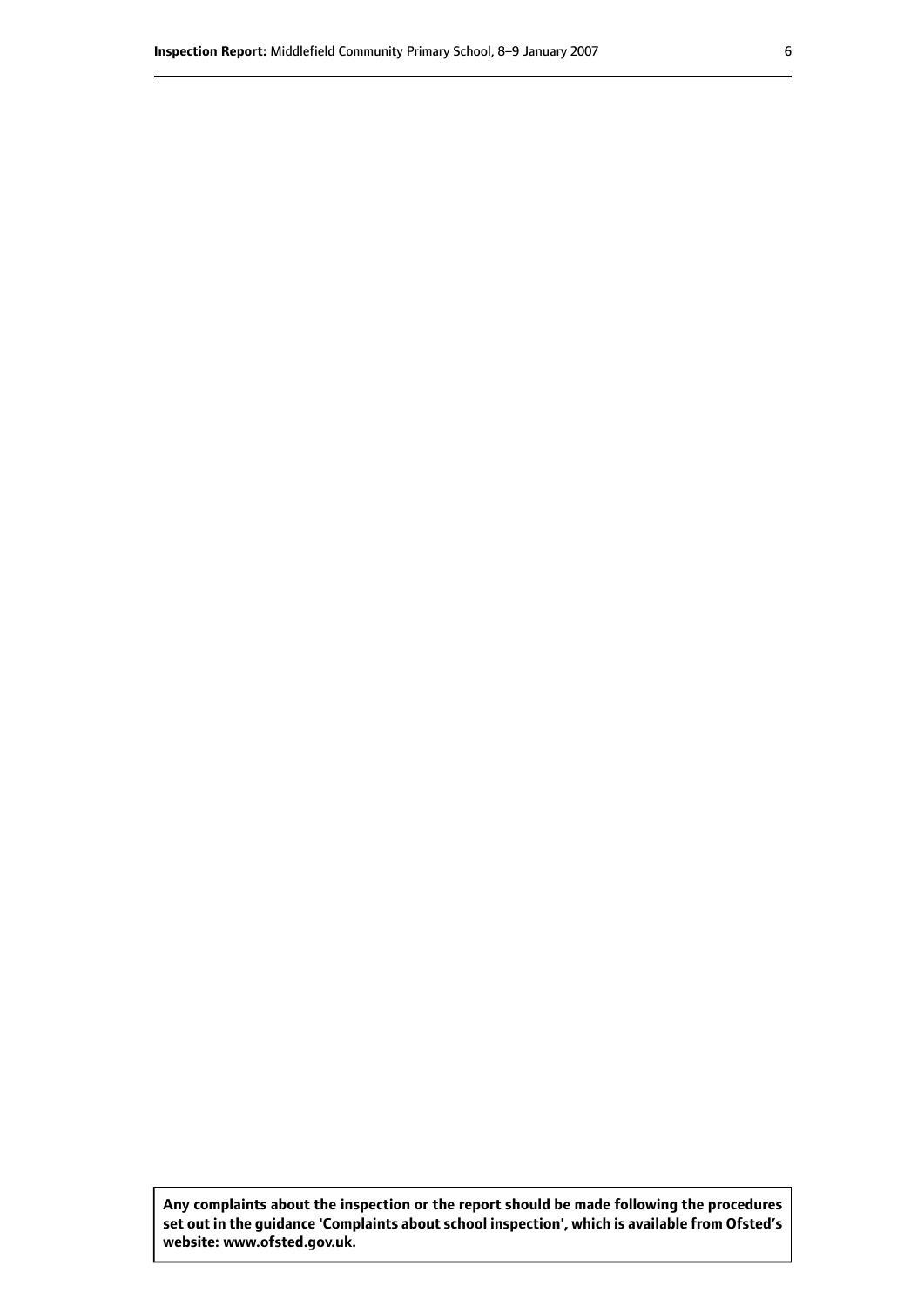**Any complaints about the inspection or the report should be made following the procedures set out in the guidance 'Complaints about school inspection', which is available from Ofsted's website: www.ofsted.gov.uk.**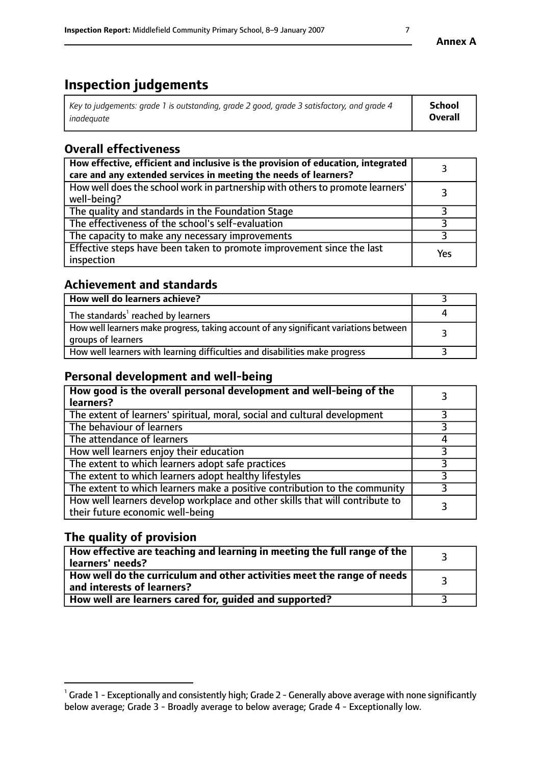**Annex A**

# Inspection judgements

| *Key to judgements: grade 1 is outstanding, grade 2 good, grade 3 satisfactory, and grade 4 inadequate* | **School Overall** |
|---|---|

## Overall effectiveness

| | |
|---|---|
| **How effective, efficient and inclusive is the provision of education, integrated care and any extended services in meeting the needs of learners?** | 3 |
| How well does the school work in partnership with others to promote learners' well-being? | 3 |
| The quality and standards in the Foundation Stage | 3 |
| The effectiveness of the school's self-evaluation | 3 |
| The capacity to make any necessary improvements | 3 |
| Effective steps have been taken to promote improvement since the last inspection | Yes |

## Achievement and standards

| | |
|---|---|
| **How well do learners achieve?** | 3 |
| The standards[1] reached by learners | 4 |
| How well learners make progress, taking account of any significant variations between groups of learners | 3 |
| How well learners with learning difficulties and disabilities make progress | 3 |

## Personal development and well-being

| | |
|---|---|
| **How good is the overall personal development and well-being of the learners?** | 3 |
| The extent of learners' spiritual, moral, social and cultural development | 3 |
| The behaviour of learners | 3 |
| The attendance of learners | 4 |
| How well learners enjoy their education | 3 |
| The extent to which learners adopt safe practices | 3 |
| The extent to which learners adopt healthy lifestyles | 3 |
| The extent to which learners make a positive contribution to the community | 3 |
| How well learners develop workplace and other skills that will contribute to their future economic well-being | 3 |

## The quality of provision

| | |
|---|---|
| **How effective are teaching and learning in meeting the full range of the learners' needs?** | 3 |
| **How well do the curriculum and other activities meet the range of needs and interests of learners?** | 3 |
| **How well are learners cared for, guided and supported?** | 3 |

[1] Grade 1 - Exceptionally and consistently high; Grade 2 - Generally above average with none significantly below average; Grade 3 - Broadly average to below average; Grade 4 - Exceptionally low.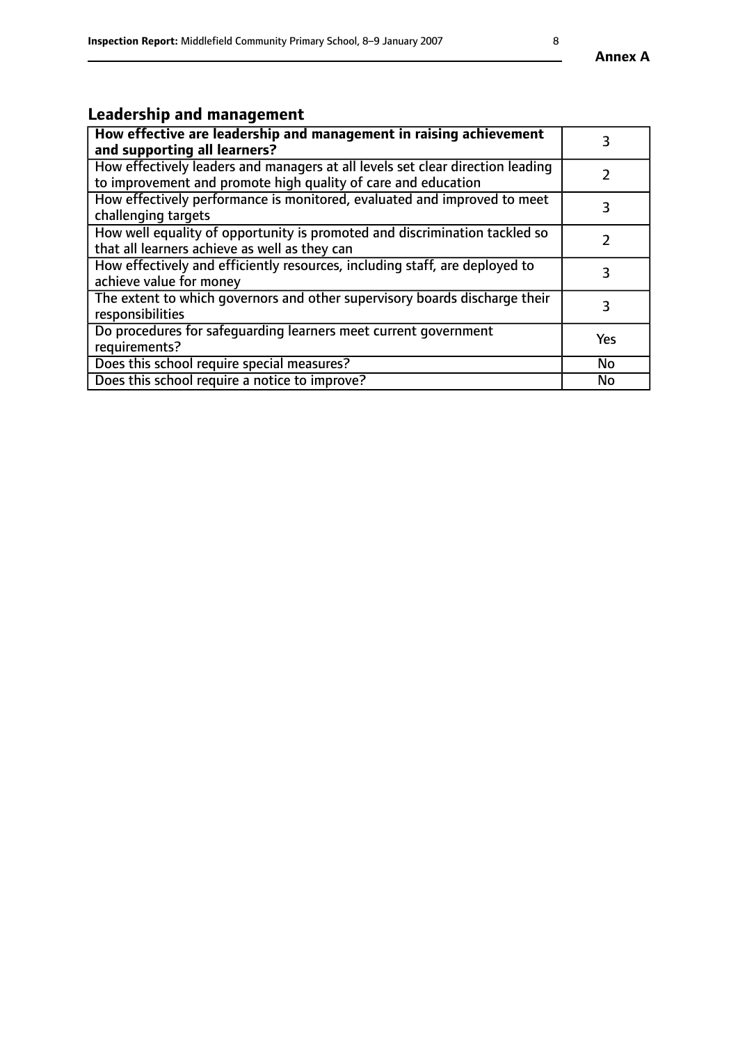## Leadership and management

| **How effective are leadership and management in raising achievement and supporting all learners?** | 3 |
|---|---|
| How effectively leaders and managers at all levels set clear direction leading to improvement and promote high quality of care and education | 2 |
| How effectively performance is monitored, evaluated and improved to meet challenging targets | 3 |
| How well equality of opportunity is promoted and discrimination tackled so that all learners achieve as well as they can | 2 |
| How effectively and efficiently resources, including staff, are deployed to achieve value for money | 3 |
| The extent to which governors and other supervisory boards discharge their responsibilities | 3 |
| Do procedures for safeguarding learners meet current government requirements? | Yes |
| Does this school require special measures? | No |
| Does this school require a notice to improve? | No |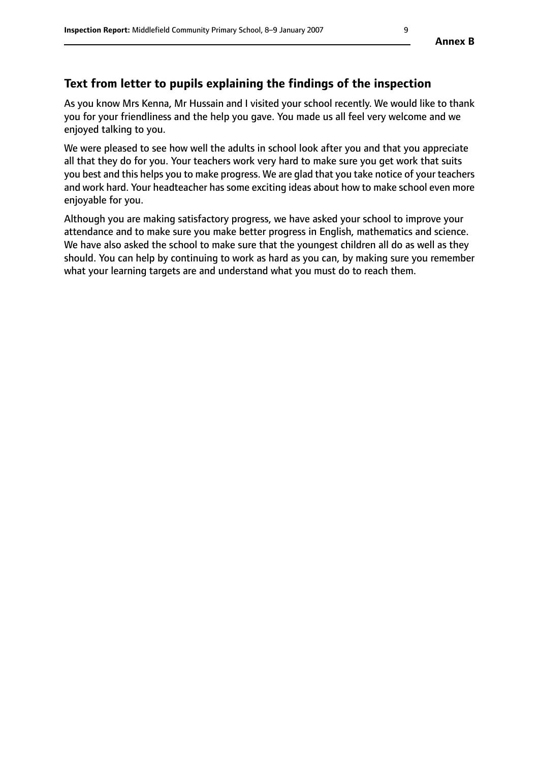## Text from letter to pupils explaining the findings of the inspection

As you know Mrs Kenna, Mr Hussain and I visited your school recently. We would like to thank you for your friendliness and the help you gave. You made us all feel very welcome and we enjoyed talking to you.

We were pleased to see how well the adults in school look after you and that you appreciate all that they do for you. Your teachers work very hard to make sure you get work that suits you best and this helps you to make progress. We are glad that you take notice of your teachers and work hard. Your headteacher has some exciting ideas about how to make school even more enjoyable for you.

Although you are making satisfactory progress, we have asked your school to improve your attendance and to make sure you make better progress in English, mathematics and science. We have also asked the school to make sure that the youngest children all do as well as they should. You can help by continuing to work as hard as you can, by making sure you remember what your learning targets are and understand what you must do to reach them.